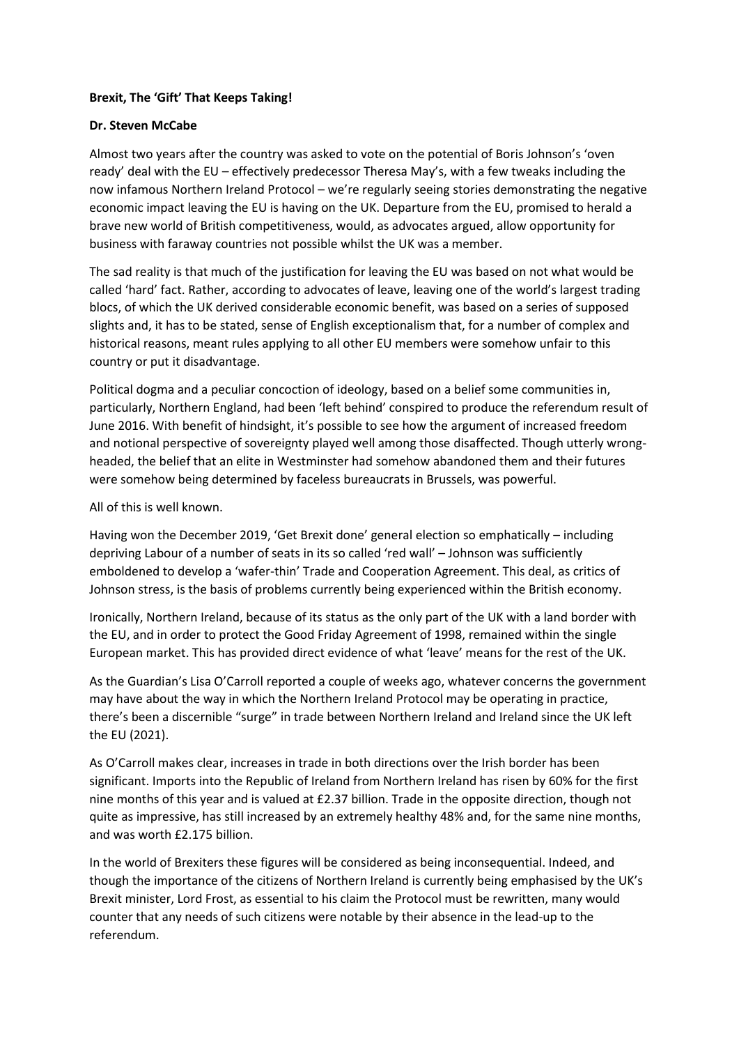**Brexit, The 'Gift' That Keeps Taking!**

**Dr. Steven McCabe**

Almost two years after the country was asked to vote on the potential of Boris Johnson's 'oven ready' deal with the EU – effectively predecessor Theresa May's, with a few tweaks including the now infamous Northern Ireland Protocol – we're regularly seeing stories demonstrating the negative economic impact leaving the EU is having on the UK. Departure from the EU, promised to herald a brave new world of British competitiveness, would, as advocates argued, allow opportunity for business with faraway countries not possible whilst the UK was a member.

The sad reality is that much of the justification for leaving the EU was based on not what would be called 'hard' fact. Rather, according to advocates of leave, leaving one of the world's largest trading blocs, of which the UK derived considerable economic benefit, was based on a series of supposed slights and, it has to be stated, sense of English exceptionalism that, for a number of complex and historical reasons, meant rules applying to all other EU members were somehow unfair to this country or put it disadvantage.

Political dogma and a peculiar concoction of ideology, based on a belief some communities in, particularly, Northern England, had been 'left behind' conspired to produce the referendum result of June 2016. With benefit of hindsight, it's possible to see how the argument of increased freedom and notional perspective of sovereignty played well among those disaffected. Though utterly wrong-headed, the belief that an elite in Westminster had somehow abandoned them and their futures were somehow being determined by faceless bureaucrats in Brussels, was powerful.

All of this is well known.

Having won the December 2019, 'Get Brexit done' general election so emphatically – including depriving Labour of a number of seats in its so called 'red wall' – Johnson was sufficiently emboldened to develop a 'wafer-thin' Trade and Cooperation Agreement. This deal, as critics of Johnson stress, is the basis of problems currently being experienced within the British economy.

Ironically, Northern Ireland, because of its status as the only part of the UK with a land border with the EU, and in order to protect the Good Friday Agreement of 1998, remained within the single European market. This has provided direct evidence of what 'leave' means for the rest of the UK.

As the Guardian's Lisa O'Carroll reported a couple of weeks ago, whatever concerns the government may have about the way in which the Northern Ireland Protocol may be operating in practice, there's been a discernible "surge" in trade between Northern Ireland and Ireland since the UK left the EU (2021).

As O'Carroll makes clear, increases in trade in both directions over the Irish border has been significant. Imports into the Republic of Ireland from Northern Ireland has risen by 60% for the first nine months of this year and is valued at £2.37 billion. Trade in the opposite direction, though not quite as impressive, has still increased by an extremely healthy 48% and, for the same nine months, and was worth £2.175 billion.

In the world of Brexiters these figures will be considered as being inconsequential. Indeed, and though the importance of the citizens of Northern Ireland is currently being emphasised by the UK's Brexit minister, Lord Frost, as essential to his claim the Protocol must be rewritten, many would counter that any needs of such citizens were notable by their absence in the lead-up to the referendum.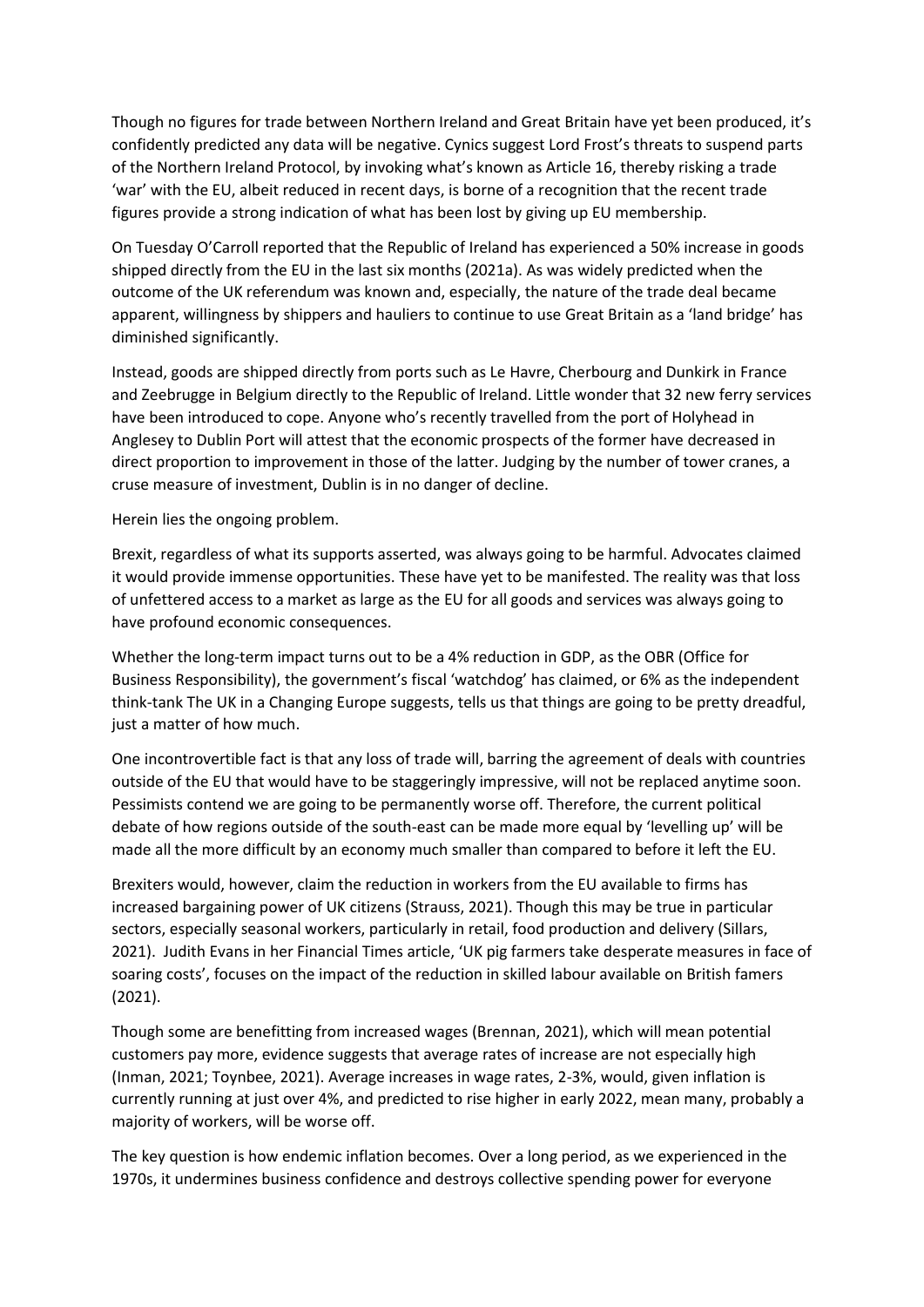Though no figures for trade between Northern Ireland and Great Britain have yet been produced, it's confidently predicted any data will be negative. Cynics suggest Lord Frost's threats to suspend parts of the Northern Ireland Protocol, by invoking what's known as Article 16, thereby risking a trade 'war' with the EU, albeit reduced in recent days, is borne of a recognition that the recent trade figures provide a strong indication of what has been lost by giving up EU membership.

On Tuesday O'Carroll reported that the Republic of Ireland has experienced a 50% increase in goods shipped directly from the EU in the last six months (2021a). As was widely predicted when the outcome of the UK referendum was known and, especially, the nature of the trade deal became apparent, willingness by shippers and hauliers to continue to use Great Britain as a 'land bridge' has diminished significantly.

Instead, goods are shipped directly from ports such as Le Havre, Cherbourg and Dunkirk in France and Zeebrugge in Belgium directly to the Republic of Ireland. Little wonder that 32 new ferry services have been introduced to cope. Anyone who's recently travelled from the port of Holyhead in Anglesey to Dublin Port will attest that the economic prospects of the former have decreased in direct proportion to improvement in those of the latter. Judging by the number of tower cranes, a cruse measure of investment, Dublin is in no danger of decline.

Herein lies the ongoing problem.

Brexit, regardless of what its supports asserted, was always going to be harmful. Advocates claimed it would provide immense opportunities. These have yet to be manifested. The reality was that loss of unfettered access to a market as large as the EU for all goods and services was always going to have profound economic consequences.

Whether the long-term impact turns out to be a 4% reduction in GDP, as the OBR (Office for Business Responsibility), the government's fiscal 'watchdog' has claimed, or 6% as the independent think-tank The UK in a Changing Europe suggests, tells us that things are going to be pretty dreadful, just a matter of how much.

One incontrovertible fact is that any loss of trade will, barring the agreement of deals with countries outside of the EU that would have to be staggeringly impressive, will not be replaced anytime soon. Pessimists contend we are going to be permanently worse off. Therefore, the current political debate of how regions outside of the south-east can be made more equal by 'levelling up' will be made all the more difficult by an economy much smaller than compared to before it left the EU.

Brexiters would, however, claim the reduction in workers from the EU available to firms has increased bargaining power of UK citizens (Strauss, 2021). Though this may be true in particular sectors, especially seasonal workers, particularly in retail, food production and delivery (Sillars, 2021). Judith Evans in her Financial Times article, 'UK pig farmers take desperate measures in face of soaring costs', focuses on the impact of the reduction in skilled labour available on British famers (2021).

Though some are benefitting from increased wages (Brennan, 2021), which will mean potential customers pay more, evidence suggests that average rates of increase are not especially high (Inman, 2021; Toynbee, 2021). Average increases in wage rates, 2-3%, would, given inflation is currently running at just over 4%, and predicted to rise higher in early 2022, mean many, probably a majority of workers, will be worse off.

The key question is how endemic inflation becomes. Over a long period, as we experienced in the 1970s, it undermines business confidence and destroys collective spending power for everyone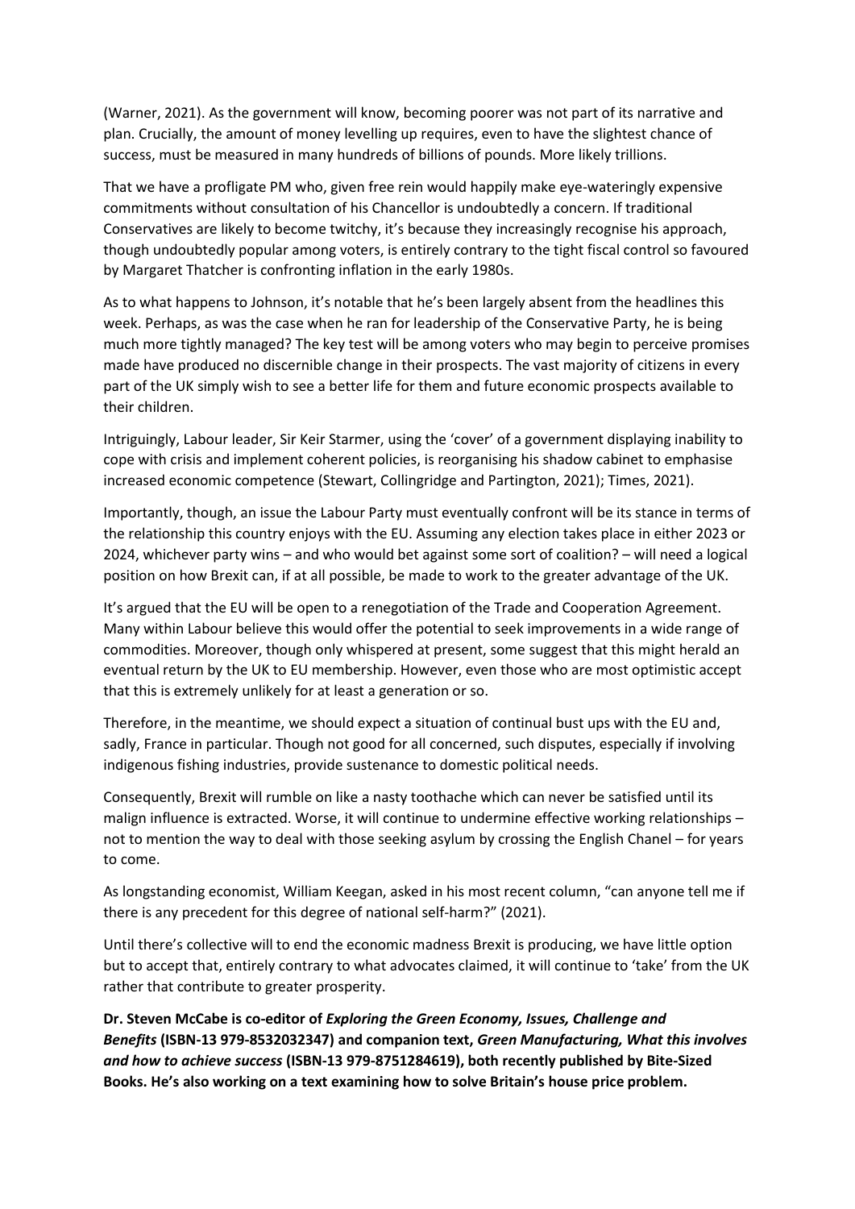(Warner, 2021). As the government will know, becoming poorer was not part of its narrative and plan. Crucially, the amount of money levelling up requires, even to have the slightest chance of success, must be measured in many hundreds of billions of pounds. More likely trillions.

That we have a profligate PM who, given free rein would happily make eye-wateringly expensive commitments without consultation of his Chancellor is undoubtedly a concern. If traditional Conservatives are likely to become twitchy, it's because they increasingly recognise his approach, though undoubtedly popular among voters, is entirely contrary to the tight fiscal control so favoured by Margaret Thatcher is confronting inflation in the early 1980s.

As to what happens to Johnson, it's notable that he's been largely absent from the headlines this week. Perhaps, as was the case when he ran for leadership of the Conservative Party, he is being much more tightly managed? The key test will be among voters who may begin to perceive promises made have produced no discernible change in their prospects. The vast majority of citizens in every part of the UK simply wish to see a better life for them and future economic prospects available to their children.

Intriguingly, Labour leader, Sir Keir Starmer, using the 'cover' of a government displaying inability to cope with crisis and implement coherent policies, is reorganising his shadow cabinet to emphasise increased economic competence (Stewart, Collingridge and Partington, 2021); Times, 2021).

Importantly, though, an issue the Labour Party must eventually confront will be its stance in terms of the relationship this country enjoys with the EU. Assuming any election takes place in either 2023 or 2024, whichever party wins – and who would bet against some sort of coalition? – will need a logical position on how Brexit can, if at all possible, be made to work to the greater advantage of the UK.

It's argued that the EU will be open to a renegotiation of the Trade and Cooperation Agreement. Many within Labour believe this would offer the potential to seek improvements in a wide range of commodities. Moreover, though only whispered at present, some suggest that this might herald an eventual return by the UK to EU membership. However, even those who are most optimistic accept that this is extremely unlikely for at least a generation or so.

Therefore, in the meantime, we should expect a situation of continual bust ups with the EU and, sadly, France in particular. Though not good for all concerned, such disputes, especially if involving indigenous fishing industries, provide sustenance to domestic political needs.

Consequently, Brexit will rumble on like a nasty toothache which can never be satisfied until its malign influence is extracted. Worse, it will continue to undermine effective working relationships – not to mention the way to deal with those seeking asylum by crossing the English Chanel – for years to come.

As longstanding economist, William Keegan, asked in his most recent column, "can anyone tell me if there is any precedent for this degree of national self-harm?" (2021).

Until there's collective will to end the economic madness Brexit is producing, we have little option but to accept that, entirely contrary to what advocates claimed, it will continue to 'take' from the UK rather that contribute to greater prosperity.

**Dr. Steven McCabe is co-editor of *Exploring the Green Economy, Issues, Challenge and Benefits* (ISBN-13 979-8532032347) and companion text, *Green Manufacturing, What this involves and how to achieve success* (ISBN-13 979-8751284619), both recently published by Bite-Sized Books. He's also working on a text examining how to solve Britain's house price problem.**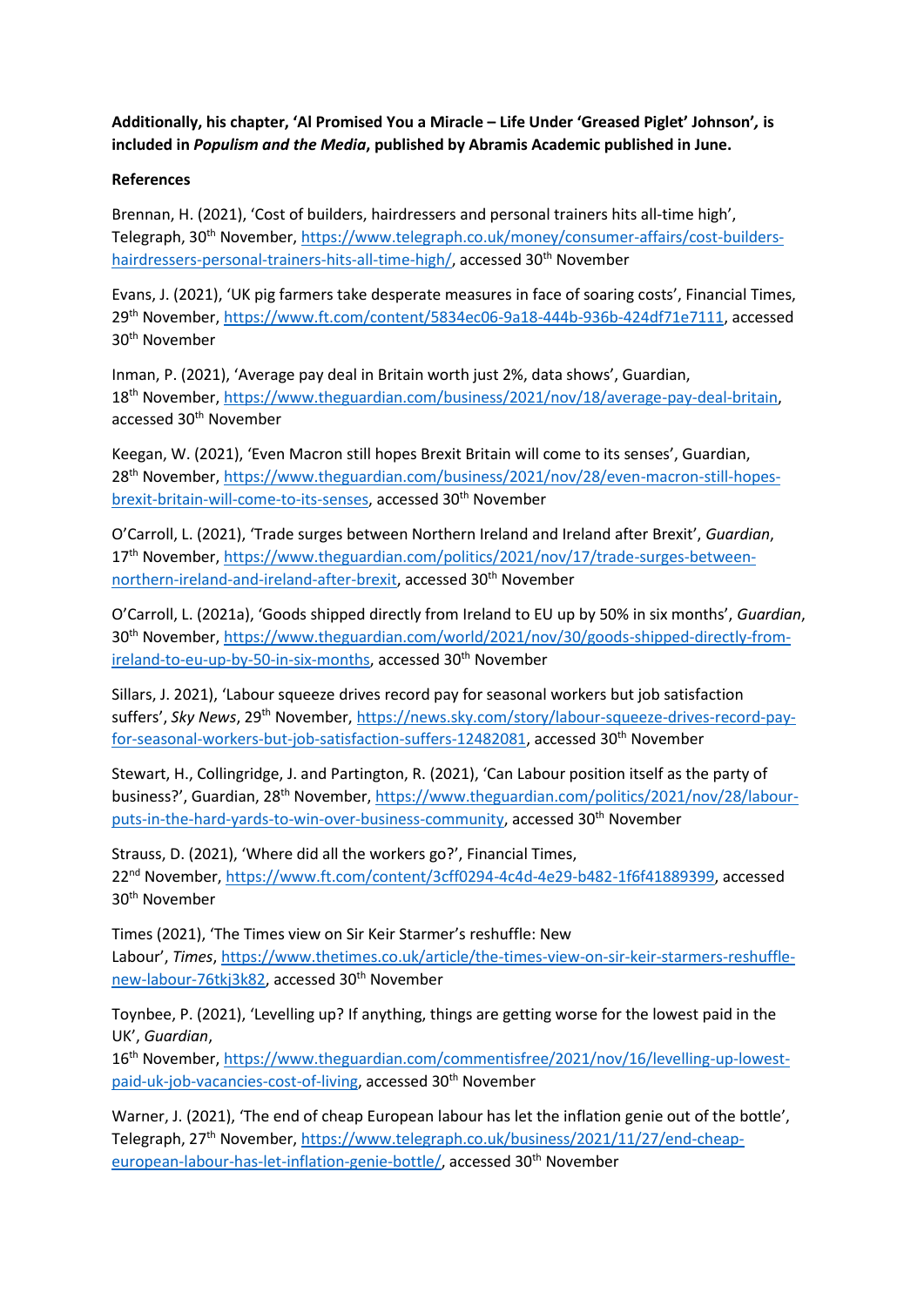**Additionally, his chapter, 'Al Promised You a Miracle – Life Under 'Greased Piglet' Johnson', is included in *Populism and the Media*, published by Abramis Academic published in June.**

**References**

Brennan, H. (2021), 'Cost of builders, hairdressers and personal trainers hits all-time high', Telegraph, 30th November, https://www.telegraph.co.uk/money/consumer-affairs/cost-builders-hairdressers-personal-trainers-hits-all-time-high/, accessed 30th November

Evans, J. (2021), 'UK pig farmers take desperate measures in face of soaring costs', Financial Times, 29th November, https://www.ft.com/content/5834ec06-9a18-444b-936b-424df71e7111, accessed 30th November

Inman, P. (2021), 'Average pay deal in Britain worth just 2%, data shows', Guardian, 18th November, https://www.theguardian.com/business/2021/nov/18/average-pay-deal-britain, accessed 30th November

Keegan, W. (2021), 'Even Macron still hopes Brexit Britain will come to its senses', Guardian, 28th November, https://www.theguardian.com/business/2021/nov/28/even-macron-still-hopes-brexit-britain-will-come-to-its-senses, accessed 30th November

O'Carroll, L. (2021), 'Trade surges between Northern Ireland and Ireland after Brexit', *Guardian*, 17th November, https://www.theguardian.com/politics/2021/nov/17/trade-surges-between-northern-ireland-and-ireland-after-brexit, accessed 30th November

O'Carroll, L. (2021a), 'Goods shipped directly from Ireland to EU up by 50% in six months', *Guardian*, 30th November, https://www.theguardian.com/world/2021/nov/30/goods-shipped-directly-from-ireland-to-eu-up-by-50-in-six-months, accessed 30th November

Sillars, J. 2021), 'Labour squeeze drives record pay for seasonal workers but job satisfaction suffers', *Sky News*, 29th November, https://news.sky.com/story/labour-squeeze-drives-record-pay-for-seasonal-workers-but-job-satisfaction-suffers-12482081, accessed 30th November

Stewart, H., Collingridge, J. and Partington, R. (2021), 'Can Labour position itself as the party of business?', Guardian, 28th November, https://www.theguardian.com/politics/2021/nov/28/labour-puts-in-the-hard-yards-to-win-over-business-community, accessed 30th November

Strauss, D. (2021), 'Where did all the workers go?', Financial Times, 22nd November, https://www.ft.com/content/3cff0294-4c4d-4e29-b482-1f6f41889399, accessed 30th November

Times (2021), 'The Times view on Sir Keir Starmer's reshuffle: New Labour', *Times*, https://www.thetimes.co.uk/article/the-times-view-on-sir-keir-starmers-reshuffle-new-labour-76tkj3k82, accessed 30th November

Toynbee, P. (2021), 'Levelling up? If anything, things are getting worse for the lowest paid in the UK', *Guardian*, 16th November, https://www.theguardian.com/commentisfree/2021/nov/16/levelling-up-lowest-paid-uk-job-vacancies-cost-of-living, accessed 30th November

Warner, J. (2021), 'The end of cheap European labour has let the inflation genie out of the bottle', Telegraph, 27th November, https://www.telegraph.co.uk/business/2021/11/27/end-cheap-european-labour-has-let-inflation-genie-bottle/, accessed 30th November